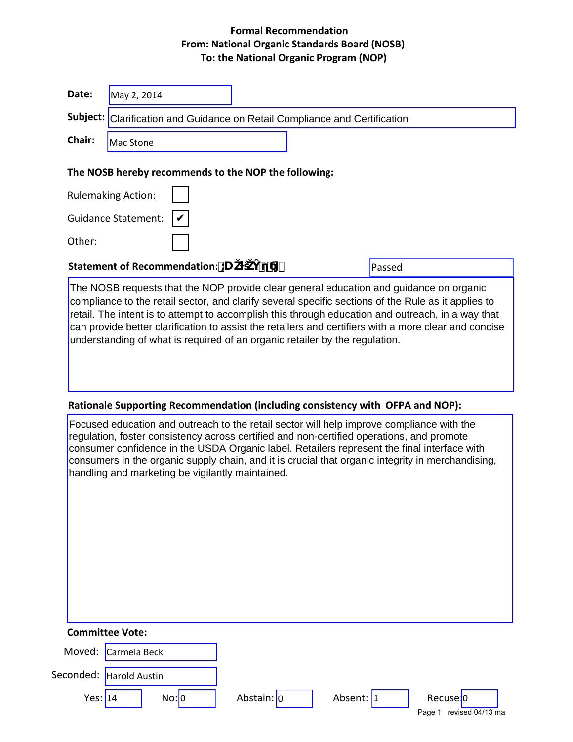**Formal Recommendation**
**From: National Organic Standards Board (NOSB)**
**To: the National Organic Program (NOP)**

**Date:** May 2, 2014

**Subject:** Clarification and Guidance on Retail Compliance and Certification

**Chair:** Mac Stone

**The NOSB hereby recommends to the NOP the following:**

Rulemaking Action: ☐

Guidance Statement: ☑

Other: ☐

**Statement of Recommendation:** Passed

The NOSB requests that the NOP provide clear general education and guidance on organic compliance to the retail sector, and clarify several specific sections of the Rule as it applies to retail. The intent is to attempt to accomplish this through education and outreach, in a way that can provide better clarification to assist the retailers and certifiers with a more clear and concise understanding of what is required of an organic retailer by the regulation.

**Rationale Supporting Recommendation (including consistency with OFPA and NOP):**

Focused education and outreach to the retail sector will help improve compliance with the regulation, foster consistency across certified and non-certified operations, and promote consumer confidence in the USDA Organic label. Retailers represent the final interface with consumers in the organic supply chain, and it is crucial that organic integrity in merchandising, handling and marketing be vigilantly maintained.

**Committee Vote:**

Moved: Carmela Beck

Seconded: Harold Austin

| Yes | No | Abstain | Absent | Recuse |
|---|---|---|---|---|
| 14 | 0 | 0 | 1 | 0 |

revised 04/13 ma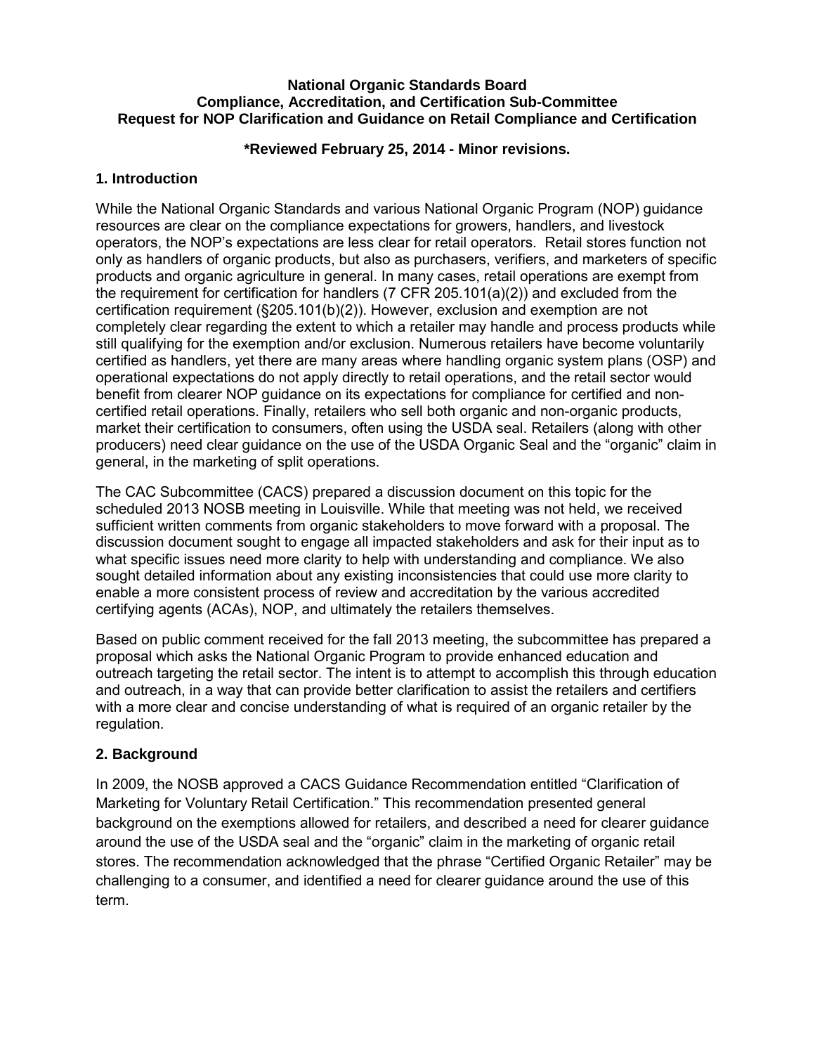**National Organic Standards Board**
**Compliance, Accreditation, and Certification Sub-Committee**
**Request for NOP Clarification and Guidance on Retail Compliance and Certification**

**\*Reviewed February 25, 2014 - Minor revisions.**

## 1. Introduction

While the National Organic Standards and various National Organic Program (NOP) guidance resources are clear on the compliance expectations for growers, handlers, and livestock operators, the NOP's expectations are less clear for retail operators. Retail stores function not only as handlers of organic products, but also as purchasers, verifiers, and marketers of specific products and organic agriculture in general. In many cases, retail operations are exempt from the requirement for certification for handlers (7 CFR 205.101(a)(2)) and excluded from the certification requirement (§205.101(b)(2)). However, exclusion and exemption are not completely clear regarding the extent to which a retailer may handle and process products while still qualifying for the exemption and/or exclusion. Numerous retailers have become voluntarily certified as handlers, yet there are many areas where handling organic system plans (OSP) and operational expectations do not apply directly to retail operations, and the retail sector would benefit from clearer NOP guidance on its expectations for compliance for certified and non-certified retail operations. Finally, retailers who sell both organic and non-organic products, market their certification to consumers, often using the USDA seal. Retailers (along with other producers) need clear guidance on the use of the USDA Organic Seal and the "organic" claim in general, in the marketing of split operations.

The CAC Subcommittee (CACS) prepared a discussion document on this topic for the scheduled 2013 NOSB meeting in Louisville. While that meeting was not held, we received sufficient written comments from organic stakeholders to move forward with a proposal. The discussion document sought to engage all impacted stakeholders and ask for their input as to what specific issues need more clarity to help with understanding and compliance. We also sought detailed information about any existing inconsistencies that could use more clarity to enable a more consistent process of review and accreditation by the various accredited certifying agents (ACAs), NOP, and ultimately the retailers themselves.

Based on public comment received for the fall 2013 meeting, the subcommittee has prepared a proposal which asks the National Organic Program to provide enhanced education and outreach targeting the retail sector. The intent is to attempt to accomplish this through education and outreach, in a way that can provide better clarification to assist the retailers and certifiers with a more clear and concise understanding of what is required of an organic retailer by the regulation.

## 2. Background

In 2009, the NOSB approved a CACS Guidance Recommendation entitled "Clarification of Marketing for Voluntary Retail Certification." This recommendation presented general background on the exemptions allowed for retailers, and described a need for clearer guidance around the use of the USDA seal and the "organic" claim in the marketing of organic retail stores. The recommendation acknowledged that the phrase "Certified Organic Retailer" may be challenging to a consumer, and identified a need for clearer guidance around the use of this term.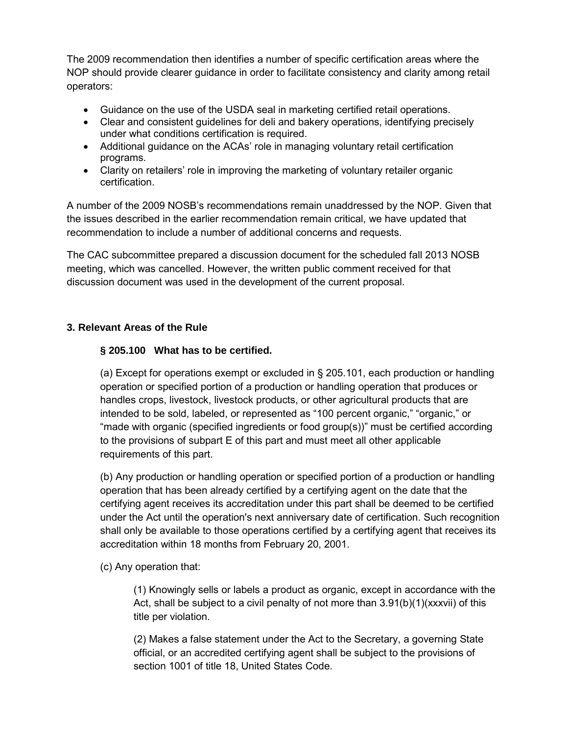The 2009 recommendation then identifies a number of specific certification areas where the NOP should provide clearer guidance in order to facilitate consistency and clarity among retail operators:

- Guidance on the use of the USDA seal in marketing certified retail operations.
- Clear and consistent guidelines for deli and bakery operations, identifying precisely under what conditions certification is required.
- Additional guidance on the ACAs' role in managing voluntary retail certification programs.
- Clarity on retailers' role in improving the marketing of voluntary retailer organic certification.

A number of the 2009 NOSB's recommendations remain unaddressed by the NOP. Given that the issues described in the earlier recommendation remain critical, we have updated that recommendation to include a number of additional concerns and requests.

The CAC subcommittee prepared a discussion document for the scheduled fall 2013 NOSB meeting, which was cancelled. However, the written public comment received for that discussion document was used in the development of the current proposal.

### 3. Relevant Areas of the Rule

**§ 205.100 What has to be certified.**

(a) Except for operations exempt or excluded in § 205.101, each production or handling operation or specified portion of a production or handling operation that produces or handles crops, livestock, livestock products, or other agricultural products that are intended to be sold, labeled, or represented as "100 percent organic," "organic," or "made with organic (specified ingredients or food group(s))" must be certified according to the provisions of subpart E of this part and must meet all other applicable requirements of this part.

(b) Any production or handling operation or specified portion of a production or handling operation that has been already certified by a certifying agent on the date that the certifying agent receives its accreditation under this part shall be deemed to be certified under the Act until the operation's next anniversary date of certification. Such recognition shall only be available to those operations certified by a certifying agent that receives its accreditation within 18 months from February 20, 2001.

(c) Any operation that:

(1) Knowingly sells or labels a product as organic, except in accordance with the Act, shall be subject to a civil penalty of not more than 3.91(b)(1)(xxxvii) of this title per violation.

(2) Makes a false statement under the Act to the Secretary, a governing State official, or an accredited certifying agent shall be subject to the provisions of section 1001 of title 18, United States Code.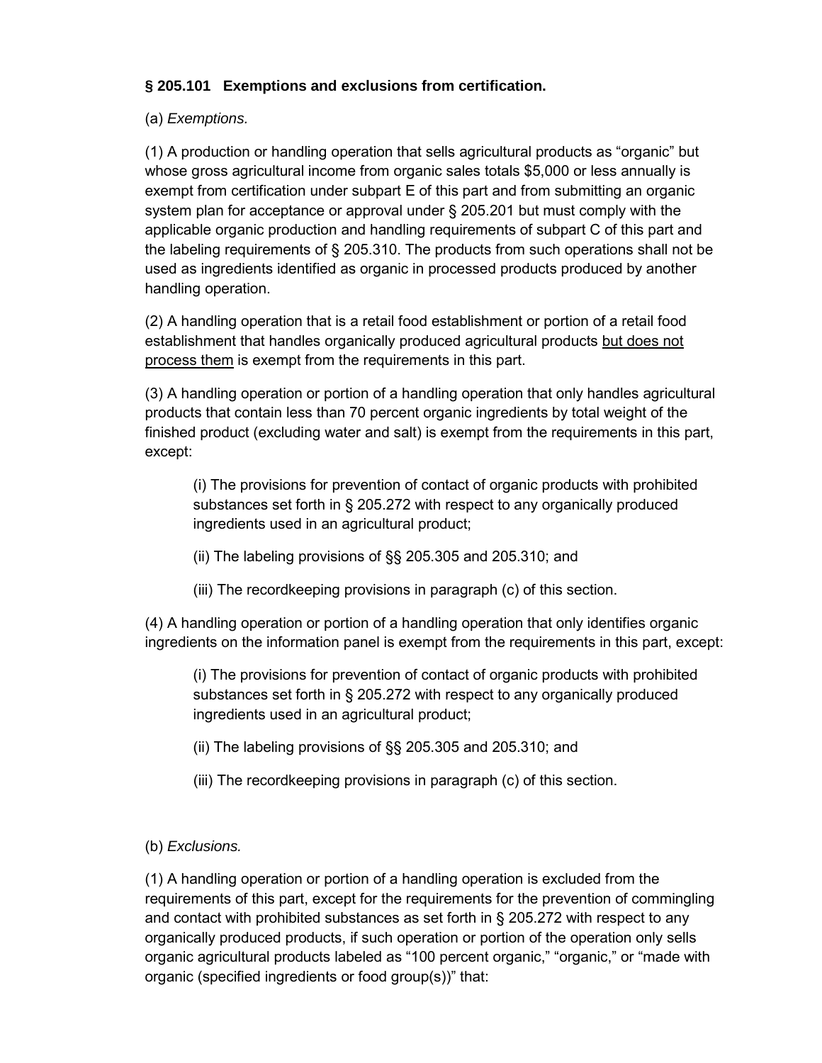**§ 205.101 Exemptions and exclusions from certification.**

(a) *Exemptions.*

(1) A production or handling operation that sells agricultural products as "organic" but whose gross agricultural income from organic sales totals $5,000 or less annually is exempt from certification under subpart E of this part and from submitting an organic system plan for acceptance or approval under § 205.201 but must comply with the applicable organic production and handling requirements of subpart C of this part and the labeling requirements of § 205.310. The products from such operations shall not be used as ingredients identified as organic in processed products produced by another handling operation.

(2) A handling operation that is a retail food establishment or portion of a retail food establishment that handles organically produced agricultural products <u>but does not process them</u> is exempt from the requirements in this part.

(3) A handling operation or portion of a handling operation that only handles agricultural products that contain less than 70 percent organic ingredients by total weight of the finished product (excluding water and salt) is exempt from the requirements in this part, except:

> (i) The provisions for prevention of contact of organic products with prohibited substances set forth in § 205.272 with respect to any organically produced ingredients used in an agricultural product;
>
> (ii) The labeling provisions of §§ 205.305 and 205.310; and
>
> (iii) The recordkeeping provisions in paragraph (c) of this section.

(4) A handling operation or portion of a handling operation that only identifies organic ingredients on the information panel is exempt from the requirements in this part, except:

> (i) The provisions for prevention of contact of organic products with prohibited substances set forth in § 205.272 with respect to any organically produced ingredients used in an agricultural product;
>
> (ii) The labeling provisions of §§ 205.305 and 205.310; and
>
> (iii) The recordkeeping provisions in paragraph (c) of this section.

(b) *Exclusions.*

(1) A handling operation or portion of a handling operation is excluded from the requirements of this part, except for the requirements for the prevention of commingling and contact with prohibited substances as set forth in § 205.272 with respect to any organically produced products, if such operation or portion of the operation only sells organic agricultural products labeled as "100 percent organic," "organic," or "made with organic (specified ingredients or food group(s))" that: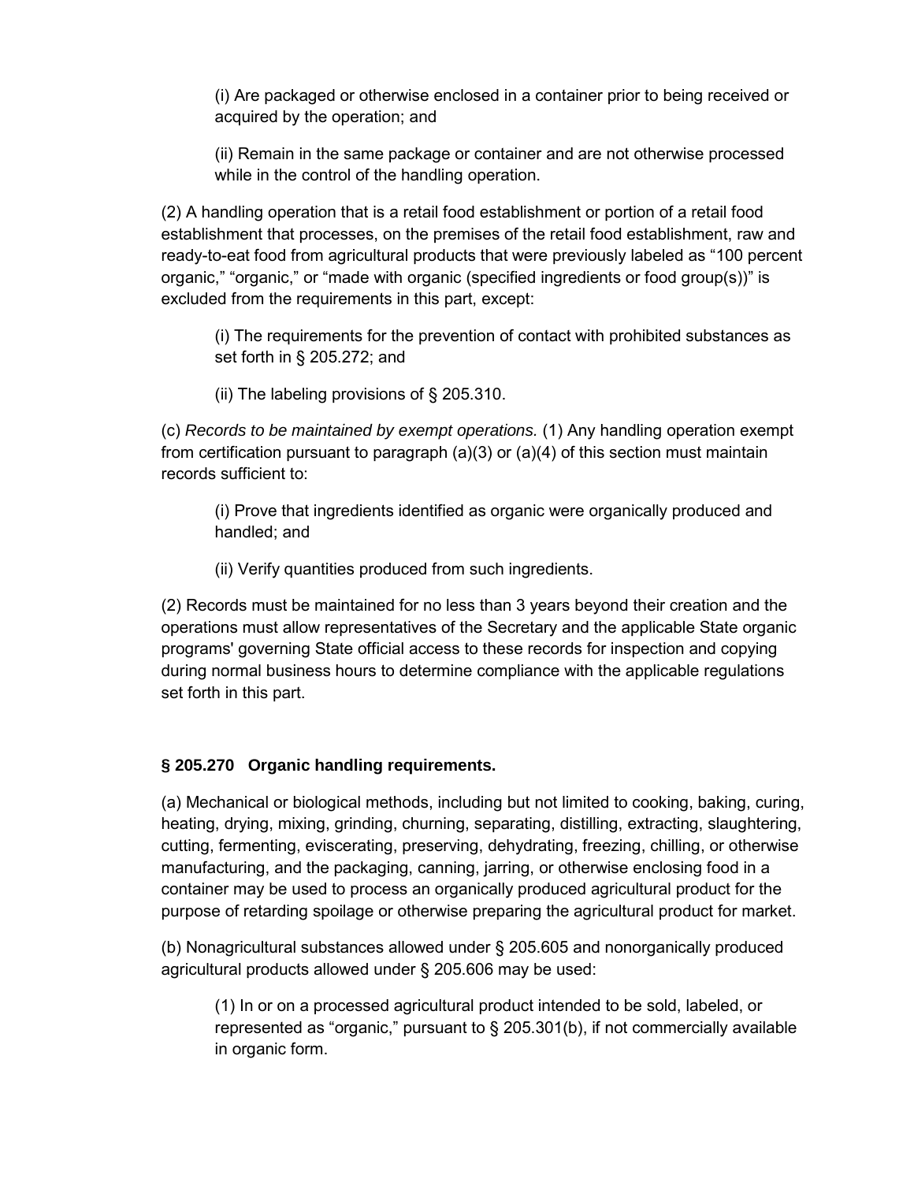(i) Are packaged or otherwise enclosed in a container prior to being received or acquired by the operation; and

(ii) Remain in the same package or container and are not otherwise processed while in the control of the handling operation.

(2) A handling operation that is a retail food establishment or portion of a retail food establishment that processes, on the premises of the retail food establishment, raw and ready-to-eat food from agricultural products that were previously labeled as "100 percent organic," "organic," or "made with organic (specified ingredients or food group(s))" is excluded from the requirements in this part, except:

(i) The requirements for the prevention of contact with prohibited substances as set forth in § 205.272; and

(ii) The labeling provisions of § 205.310.

(c) *Records to be maintained by exempt operations.* (1) Any handling operation exempt from certification pursuant to paragraph (a)(3) or (a)(4) of this section must maintain records sufficient to:

(i) Prove that ingredients identified as organic were organically produced and handled; and

(ii) Verify quantities produced from such ingredients.

(2) Records must be maintained for no less than 3 years beyond their creation and the operations must allow representatives of the Secretary and the applicable State organic programs' governing State official access to these records for inspection and copying during normal business hours to determine compliance with the applicable regulations set forth in this part.

**§ 205.270 Organic handling requirements.**

(a) Mechanical or biological methods, including but not limited to cooking, baking, curing, heating, drying, mixing, grinding, churning, separating, distilling, extracting, slaughtering, cutting, fermenting, eviscerating, preserving, dehydrating, freezing, chilling, or otherwise manufacturing, and the packaging, canning, jarring, or otherwise enclosing food in a container may be used to process an organically produced agricultural product for the purpose of retarding spoilage or otherwise preparing the agricultural product for market.

(b) Nonagricultural substances allowed under § 205.605 and nonorganically produced agricultural products allowed under § 205.606 may be used:

(1) In or on a processed agricultural product intended to be sold, labeled, or represented as "organic," pursuant to § 205.301(b), if not commercially available in organic form.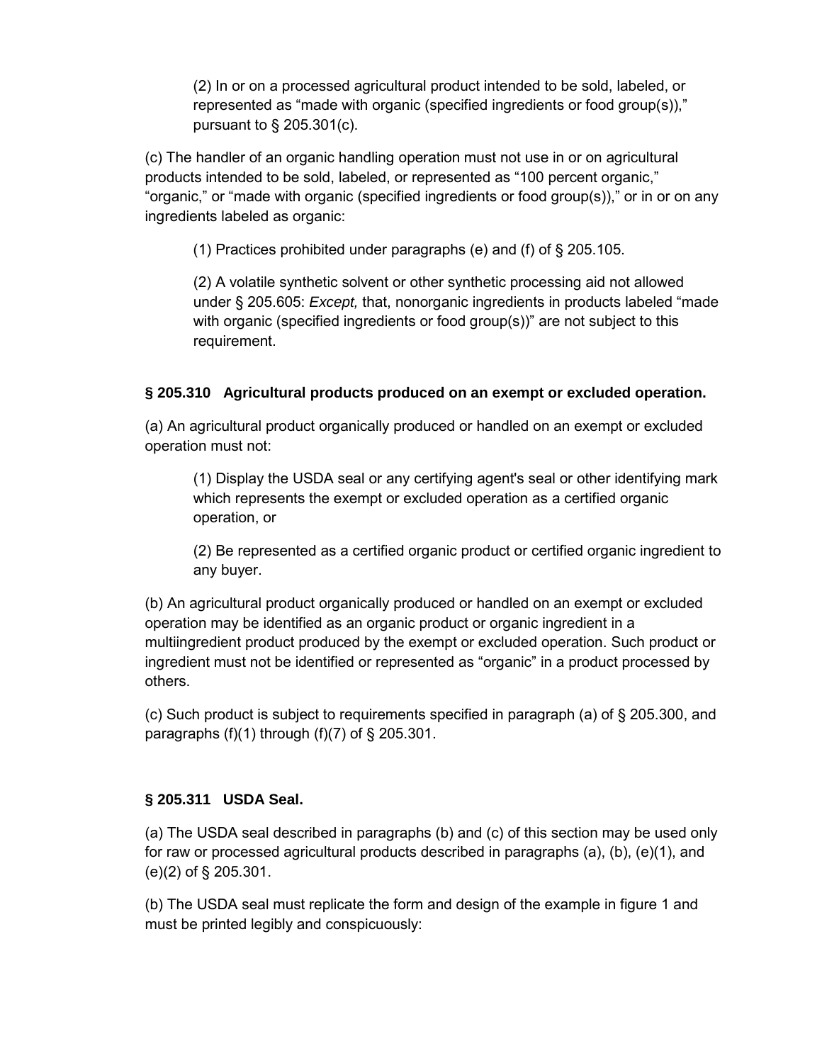(2) In or on a processed agricultural product intended to be sold, labeled, or represented as “made with organic (specified ingredients or food group(s)),” pursuant to § 205.301(c).

(c) The handler of an organic handling operation must not use in or on agricultural products intended to be sold, labeled, or represented as “100 percent organic,” “organic,” or “made with organic (specified ingredients or food group(s)),” or in or on any ingredients labeled as organic:

(1) Practices prohibited under paragraphs (e) and (f) of § 205.105.

(2) A volatile synthetic solvent or other synthetic processing aid not allowed under § 205.605: *Except,* that, nonorganic ingredients in products labeled “made with organic (specified ingredients or food group(s))” are not subject to this requirement.

**§ 205.310 Agricultural products produced on an exempt or excluded operation.**

(a) An agricultural product organically produced or handled on an exempt or excluded operation must not:

(1) Display the USDA seal or any certifying agent's seal or other identifying mark which represents the exempt or excluded operation as a certified organic operation, or

(2) Be represented as a certified organic product or certified organic ingredient to any buyer.

(b) An agricultural product organically produced or handled on an exempt or excluded operation may be identified as an organic product or organic ingredient in a multiingredient product produced by the exempt or excluded operation. Such product or ingredient must not be identified or represented as “organic” in a product processed by others.

(c) Such product is subject to requirements specified in paragraph (a) of § 205.300, and paragraphs (f)(1) through (f)(7) of § 205.301.

**§ 205.311 USDA Seal.**

(a) The USDA seal described in paragraphs (b) and (c) of this section may be used only for raw or processed agricultural products described in paragraphs (a), (b), (e)(1), and (e)(2) of § 205.301.

(b) The USDA seal must replicate the form and design of the example in figure 1 and must be printed legibly and conspicuously: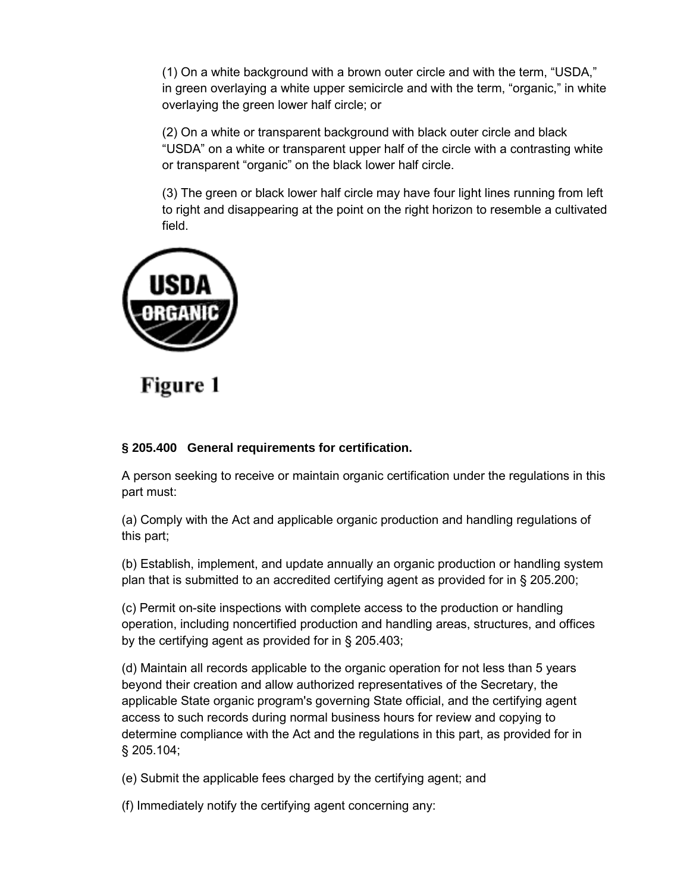(1) On a white background with a brown outer circle and with the term, “USDA,” in green overlaying a white upper semicircle and with the term, “organic,” in white overlaying the green lower half circle; or

(2) On a white or transparent background with black outer circle and black “USDA” on a white or transparent upper half of the circle with a contrasting white or transparent “organic” on the black lower half circle.

(3) The green or black lower half circle may have four light lines running from left to right and disappearing at the point on the right horizon to resemble a cultivated field.

Figure 1

### § 205.400 General requirements for certification.

A person seeking to receive or maintain organic certification under the regulations in this part must:

(a) Comply with the Act and applicable organic production and handling regulations of this part;

(b) Establish, implement, and update annually an organic production or handling system plan that is submitted to an accredited certifying agent as provided for in § 205.200;

(c) Permit on-site inspections with complete access to the production or handling operation, including noncertified production and handling areas, structures, and offices by the certifying agent as provided for in § 205.403;

(d) Maintain all records applicable to the organic operation for not less than 5 years beyond their creation and allow authorized representatives of the Secretary, the applicable State organic program's governing State official, and the certifying agent access to such records during normal business hours for review and copying to determine compliance with the Act and the regulations in this part, as provided for in § 205.104;

(e) Submit the applicable fees charged by the certifying agent; and

(f) Immediately notify the certifying agent concerning any: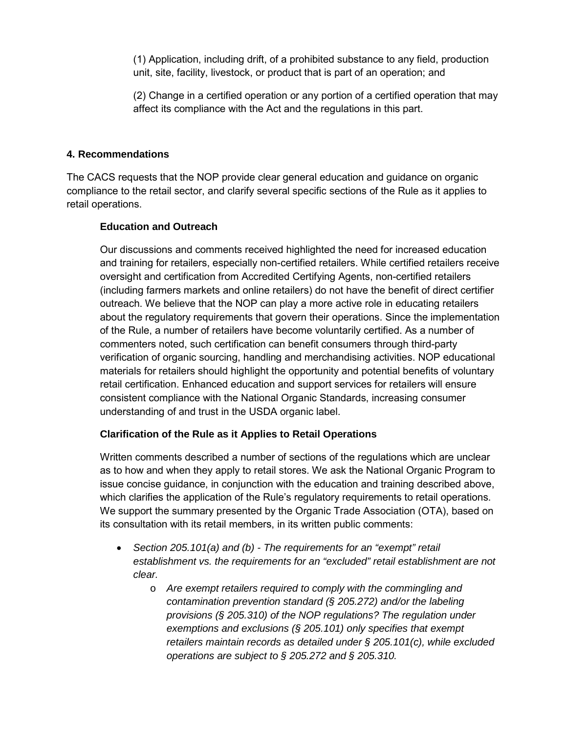(1) Application, including drift, of a prohibited substance to any field, production unit, site, facility, livestock, or product that is part of an operation; and

(2) Change in a certified operation or any portion of a certified operation that may affect its compliance with the Act and the regulations in this part.

### 4. Recommendations

The CACS requests that the NOP provide clear general education and guidance on organic compliance to the retail sector, and clarify several specific sections of the Rule as it applies to retail operations.

#### Education and Outreach

Our discussions and comments received highlighted the need for increased education and training for retailers, especially non-certified retailers. While certified retailers receive oversight and certification from Accredited Certifying Agents, non-certified retailers (including farmers markets and online retailers) do not have the benefit of direct certifier outreach. We believe that the NOP can play a more active role in educating retailers about the regulatory requirements that govern their operations. Since the implementation of the Rule, a number of retailers have become voluntarily certified. As a number of commenters noted, such certification can benefit consumers through third-party verification of organic sourcing, handling and merchandising activities. NOP educational materials for retailers should highlight the opportunity and potential benefits of voluntary retail certification. Enhanced education and support services for retailers will ensure consistent compliance with the National Organic Standards, increasing consumer understanding of and trust in the USDA organic label.

#### Clarification of the Rule as it Applies to Retail Operations

Written comments described a number of sections of the regulations which are unclear as to how and when they apply to retail stores. We ask the National Organic Program to issue concise guidance, in conjunction with the education and training described above, which clarifies the application of the Rule's regulatory requirements to retail operations. We support the summary presented by the Organic Trade Association (OTA), based on its consultation with its retail members, in its written public comments:

- *Section 205.101(a) and (b) - The requirements for an "exempt" retail establishment vs. the requirements for an "excluded" retail establishment are not clear.*
  - *Are exempt retailers required to comply with the commingling and contamination prevention standard (§ 205.272) and/or the labeling provisions (§ 205.310) of the NOP regulations? The regulation under exemptions and exclusions (§ 205.101) only specifies that exempt retailers maintain records as detailed under § 205.101(c), while excluded operations are subject to § 205.272 and § 205.310.*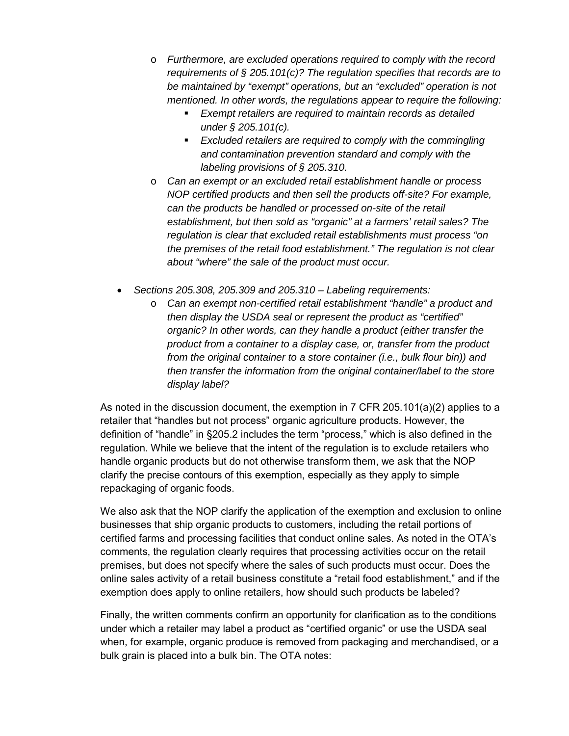- *Furthermore, are excluded operations required to comply with the record requirements of § 205.101(c)? The regulation specifies that records are to be maintained by "exempt" operations, but an "excluded" operation is not mentioned. In other words, the regulations appear to require the following:*
    - *Exempt retailers are required to maintain records as detailed under § 205.101(c).*
    - *Excluded retailers are required to comply with the commingling and contamination prevention standard and comply with the labeling provisions of § 205.310.*
  - *Can an exempt or an excluded retail establishment handle or process NOP certified products and then sell the products off-site? For example, can the products be handled or processed on-site of the retail establishment, but then sold as "organic" at a farmers' retail sales? The regulation is clear that excluded retail establishments must process "on the premises of the retail food establishment." The regulation is not clear about "where" the sale of the product must occur.*

- *Sections 205.308, 205.309 and 205.310 – Labeling requirements:*
  - *Can an exempt non-certified retail establishment "handle" a product and then display the USDA seal or represent the product as "certified" organic? In other words, can they handle a product (either transfer the product from a container to a display case, or, transfer from the product from the original container to a store container (i.e., bulk flour bin)) and then transfer the information from the original container/label to the store display label?*

As noted in the discussion document, the exemption in 7 CFR 205.101(a)(2) applies to a retailer that "handles but not process" organic agriculture products. However, the definition of "handle" in §205.2 includes the term "process," which is also defined in the regulation. While we believe that the intent of the regulation is to exclude retailers who handle organic products but do not otherwise transform them, we ask that the NOP clarify the precise contours of this exemption, especially as they apply to simple repackaging of organic foods.

We also ask that the NOP clarify the application of the exemption and exclusion to online businesses that ship organic products to customers, including the retail portions of certified farms and processing facilities that conduct online sales. As noted in the OTA's comments, the regulation clearly requires that processing activities occur on the retail premises, but does not specify where the sales of such products must occur. Does the online sales activity of a retail business constitute a "retail food establishment," and if the exemption does apply to online retailers, how should such products be labeled?

Finally, the written comments confirm an opportunity for clarification as to the conditions under which a retailer may label a product as "certified organic" or use the USDA seal when, for example, organic produce is removed from packaging and merchandised, or a bulk grain is placed into a bulk bin. The OTA notes: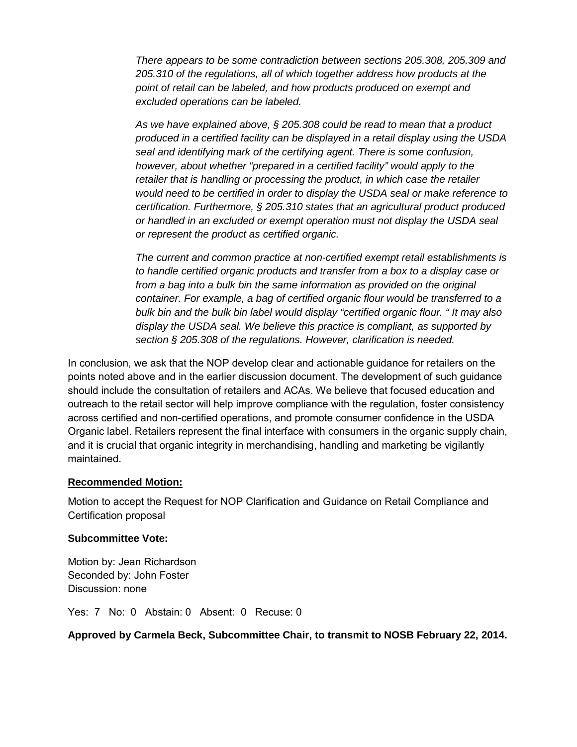*There appears to be some contradiction between sections 205.308, 205.309 and 205.310 of the regulations, all of which together address how products at the point of retail can be labeled, and how products produced on exempt and excluded operations can be labeled.*

*As we have explained above, § 205.308 could be read to mean that a product produced in a certified facility can be displayed in a retail display using the USDA seal and identifying mark of the certifying agent. There is some confusion, however, about whether "prepared in a certified facility" would apply to the retailer that is handling or processing the product, in which case the retailer would need to be certified in order to display the USDA seal or make reference to certification. Furthermore, § 205.310 states that an agricultural product produced or handled in an excluded or exempt operation must not display the USDA seal or represent the product as certified organic.*

*The current and common practice at non-certified exempt retail establishments is to handle certified organic products and transfer from a box to a display case or from a bag into a bulk bin the same information as provided on the original container. For example, a bag of certified organic flour would be transferred to a bulk bin and the bulk bin label would display "certified organic flour. " It may also display the USDA seal. We believe this practice is compliant, as supported by section § 205.308 of the regulations. However, clarification is needed.*

In conclusion, we ask that the NOP develop clear and actionable guidance for retailers on the points noted above and in the earlier discussion document. The development of such guidance should include the consultation of retailers and ACAs. We believe that focused education and outreach to the retail sector will help improve compliance with the regulation, foster consistency across certified and non-certified operations, and promote consumer confidence in the USDA Organic label. Retailers represent the final interface with consumers in the organic supply chain, and it is crucial that organic integrity in merchandising, handling and marketing be vigilantly maintained.

**Recommended Motion:**

Motion to accept the Request for NOP Clarification and Guidance on Retail Compliance and Certification proposal

**Subcommittee Vote:**

Motion by: Jean Richardson
Seconded by: John Foster
Discussion: none

Yes: 7 No: 0 Abstain: 0 Absent: 0 Recuse: 0

**Approved by Carmela Beck, Subcommittee Chair, to transmit to NOSB February 22, 2014.**